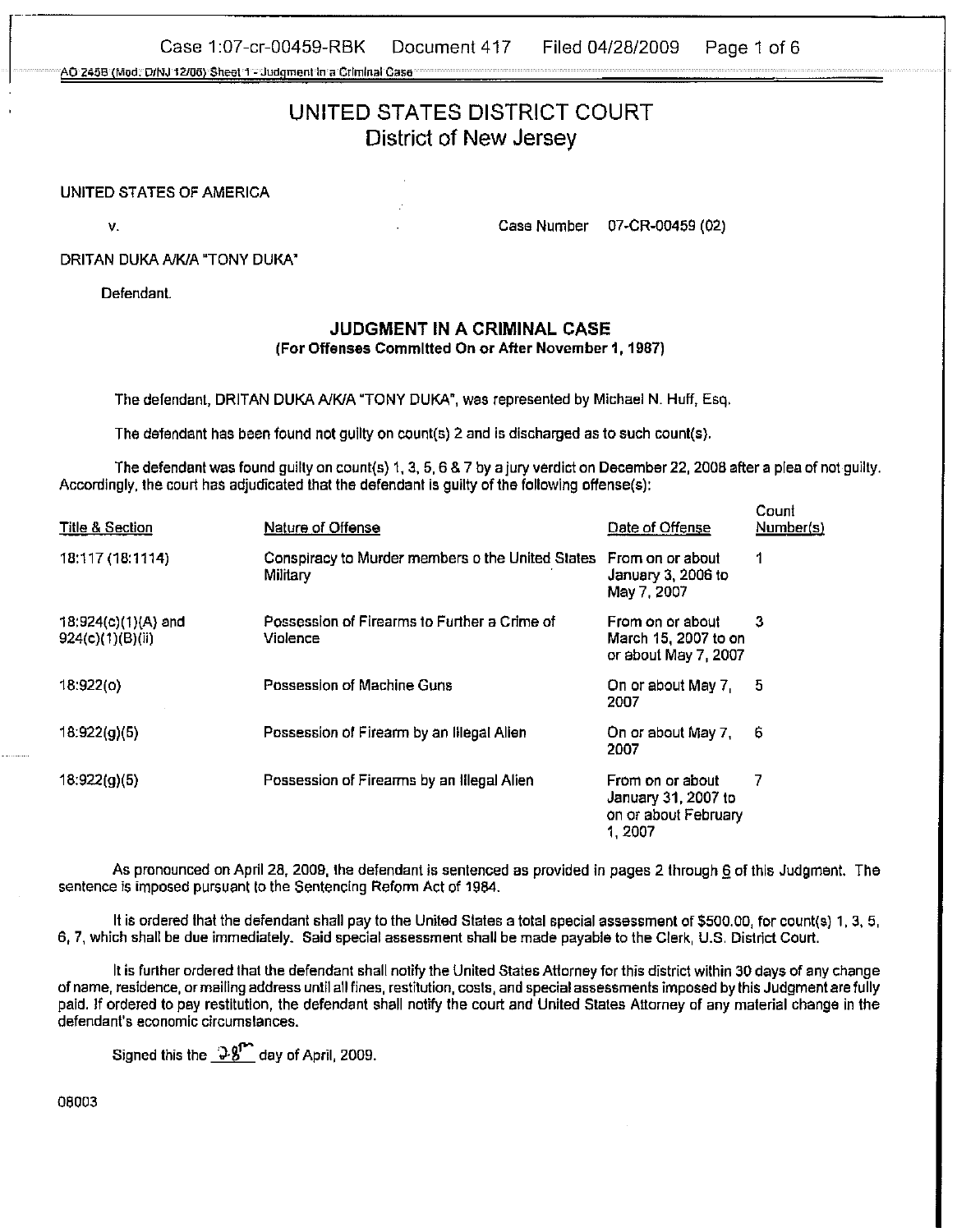# UNITED STATES DISTRICT COURT
## District of New Jersey

UNITED STATES OF AMERICA

v. Case Number 07-CR-00459 (02)

DRITAN DUKA A/K/A "TONY DUKA"

Defendant.

### JUDGMENT IN A CRIMINAL CASE
**(For Offenses Committed On or After November 1, 1987)**

The defendant, DRITAN DUKA A/K/A "TONY DUKA", was represented by Michael N. Huff, Esq.

The defendant has been found not guilty on count(s) 2 and is discharged as to such count(s).

The defendant was found guilty on count(s) 1, 3, 5, 6 & 7 by a jury verdict on December 22, 2008 after a plea of not guilty. Accordingly, the court has adjudicated that the defendant is guilty of the following offense(s):

| Title & Section | Nature of Offense | Date of Offense | Count Number(s) |
|---|---|---|---|
| 18:117 (18:1114) | Conspiracy to Murder members o the United States Military | From on or about January 3, 2006 to May 7, 2007 | 1 |
| 18:924(c)(1)(A) and 924(c)(1)(B)(ii) | Possession of Firearms to Further a Crime of Violence | From on or about March 15, 2007 to on or about May 7, 2007 | 3 |
| 18:922(o) | Possession of Machine Guns | On or about May 7, 2007 | 5 |
| 18:922(g)(5) | Possession of Firearm by an Illegal Alien | On or about May 7, 2007 | 6 |
| 18:922(g)(5) | Possession of Firearms by an Illegal Alien | From on or about January 31, 2007 to on or about February 1, 2007 | 7 |

As pronounced on April 28, 2009, the defendant is sentenced as provided in pages 2 through 6 of this Judgment. The sentence is imposed pursuant to the Sentencing Reform Act of 1984.

It is ordered that the defendant shall pay to the United States a total special assessment of $500.00, for count(s) 1, 3, 5, 6, 7, which shall be due immediately. Said special assessment shall be made payable to the Clerk, U.S. District Court.

It is further ordered that the defendant shall notify the United States Attorney for this district within 30 days of any change of name, residence, or mailing address until all fines, restitution, costs, and special assessments imposed by this Judgment are fully paid. If ordered to pay restitution, the defendant shall notify the court and United States Attorney of any material change in the defendant's economic circumstances.

Signed this the 28th day of April, 2009.

08003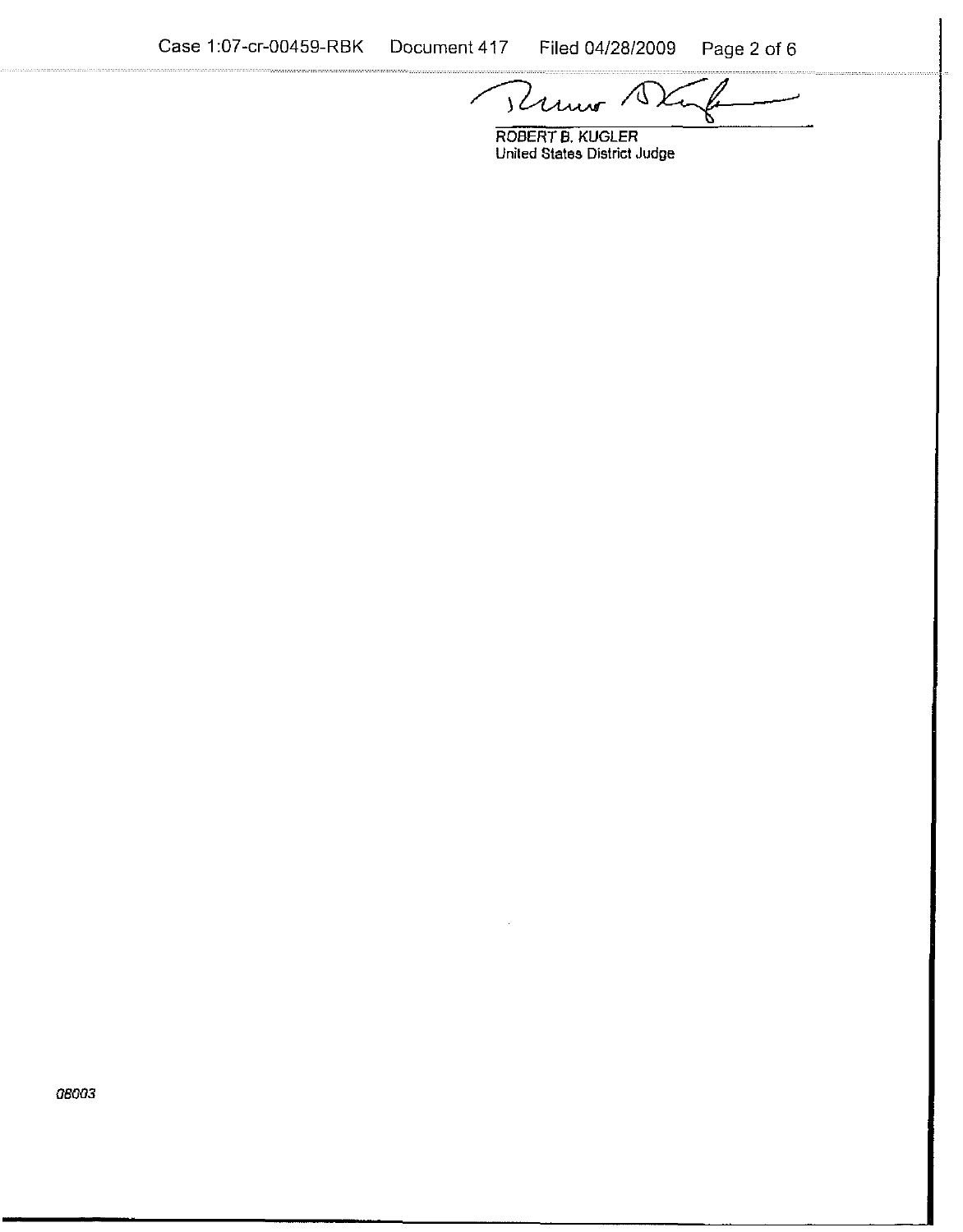ROBERT B. KUGLER
United States District Judge

08003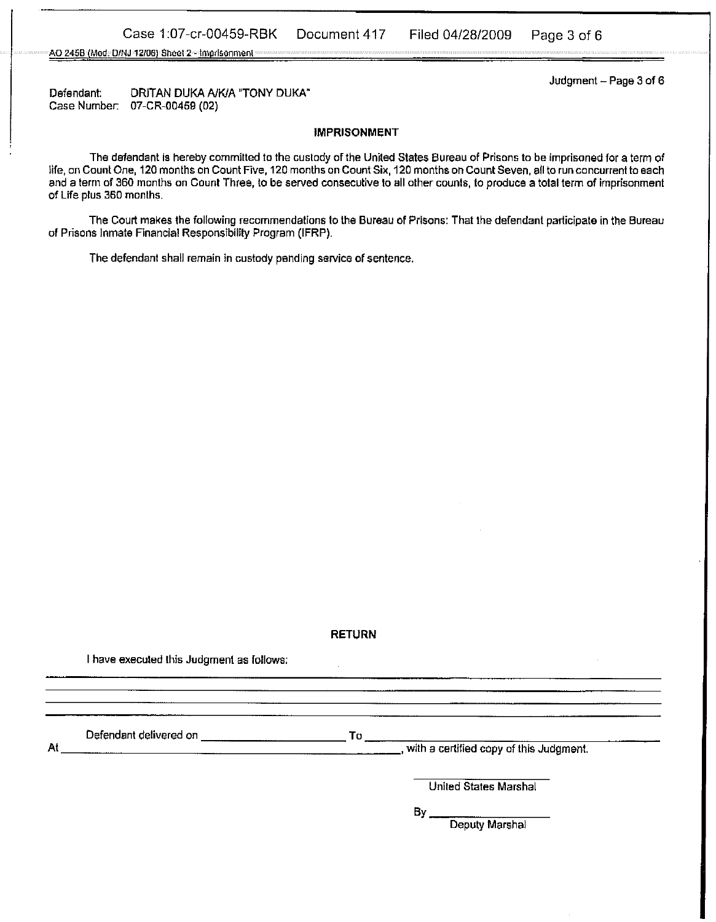Defendant: DRITAN DUKA A/K/A "TONY DUKA"
Case Number: 07-CR-00459 (02)

## IMPRISONMENT

The defendant is hereby committed to the custody of the United States Bureau of Prisons to be imprisoned for a term of life, on Count One, 120 months on Count Five, 120 months on Count Six, 120 months on Count Seven, all to run concurrent to each and a term of 360 months on Count Three, to be served consecutive to all other counts, to produce a total term of imprisonment of Life plus 360 months.

The Court makes the following recommendations to the Bureau of Prisons: That the defendant participate in the Bureau of Prisons Inmate Financial Responsibility Program (IFRP).

The defendant shall remain in custody pending service of sentence.

## RETURN

I have executed this Judgment as follows:

_______________________________________________

_______________________________________________

_______________________________________________

Defendant delivered on ____________________ To ____________________________
At ______________________________________________, with a certified copy of this Judgment.

_________________________
United States Marshal

By _____________________
Deputy Marshal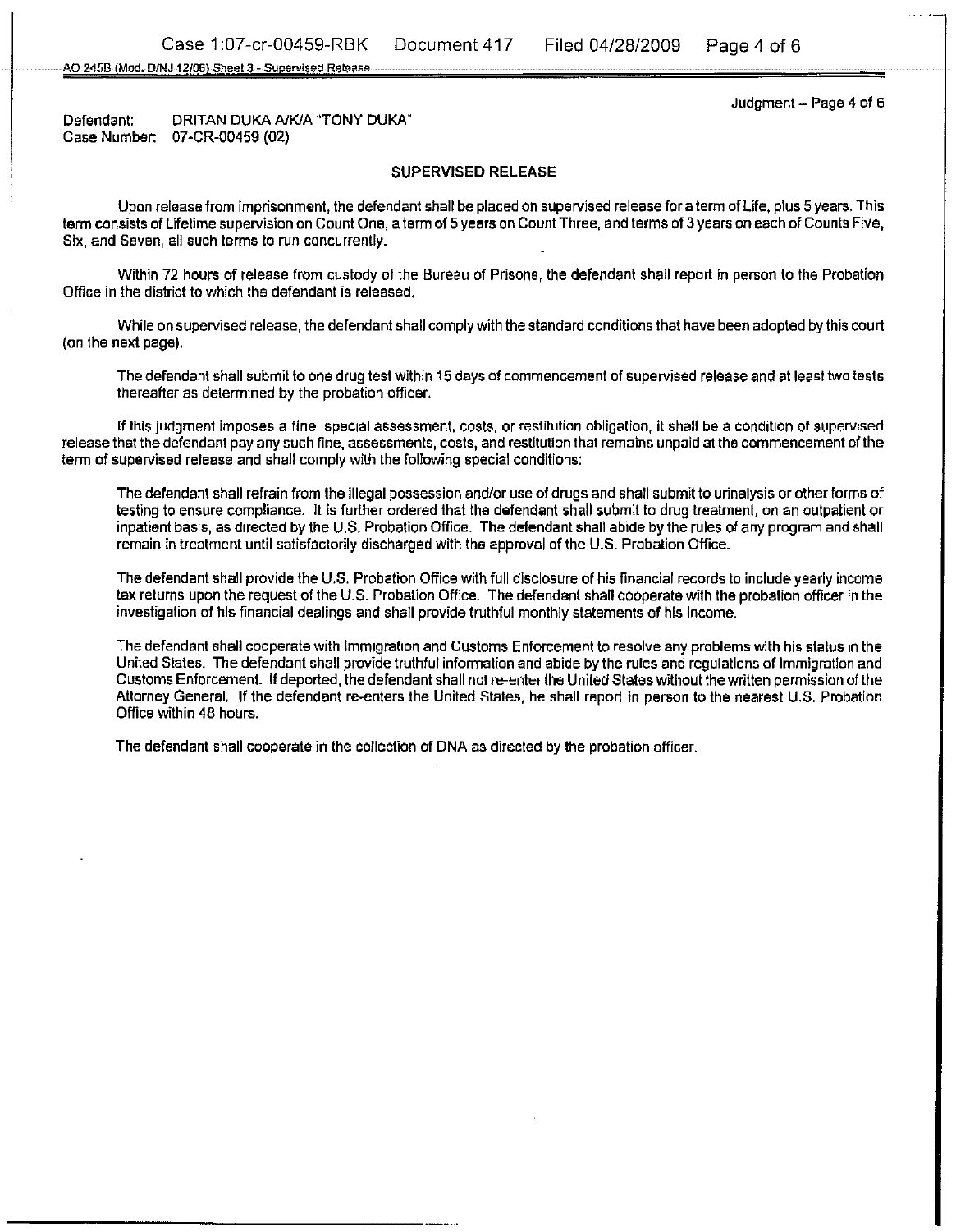Defendant: DRITAN DUKA A/K/A "TONY DUKA"
Case Number: 07-CR-00459 (02)

## SUPERVISED RELEASE

Upon release from imprisonment, the defendant shall be placed on supervised release for a term of Life, plus 5 years. This term consists of Lifetime supervision on Count One, a term of 5 years on Count Three, and terms of 3 years on each of Counts Five, Six, and Seven, all such terms to run concurrently.

Within 72 hours of release from custody of the Bureau of Prisons, the defendant shall report in person to the Probation Office in the district to which the defendant is released.

While on supervised release, the defendant shall comply with the standard conditions that have been adopted by this court (on the next page).

The defendant shall submit to one drug test within 15 days of commencement of supervised release and at least two tests thereafter as determined by the probation officer.

If this judgment imposes a fine, special assessment, costs, or restitution obligation, it shall be a condition of supervised release that the defendant pay any such fine, assessments, costs, and restitution that remains unpaid at the commencement of the term of supervised release and shall comply with the following special conditions:

The defendant shall refrain from the illegal possession and/or use of drugs and shall submit to urinalysis or other forms of testing to ensure compliance. It is further ordered that the defendant shall submit to drug treatment, on an outpatient or inpatient basis, as directed by the U.S. Probation Office. The defendant shall abide by the rules of any program and shall remain in treatment until satisfactorily discharged with the approval of the U.S. Probation Office.

The defendant shall provide the U.S. Probation Office with full disclosure of his financial records to include yearly income tax returns upon the request of the U.S. Probation Office. The defendant shall cooperate with the probation officer in the investigation of his financial dealings and shall provide truthful monthly statements of his income.

The defendant shall cooperate with Immigration and Customs Enforcement to resolve any problems with his status in the United States. The defendant shall provide truthful information and abide by the rules and regulations of Immigration and Customs Enforcement. If deported, the defendant shall not re-enter the United States without the written permission of the Attorney General. If the defendant re-enters the United States, he shall report in person to the nearest U.S. Probation Office within 48 hours.

The defendant shall cooperate in the collection of DNA as directed by the probation officer.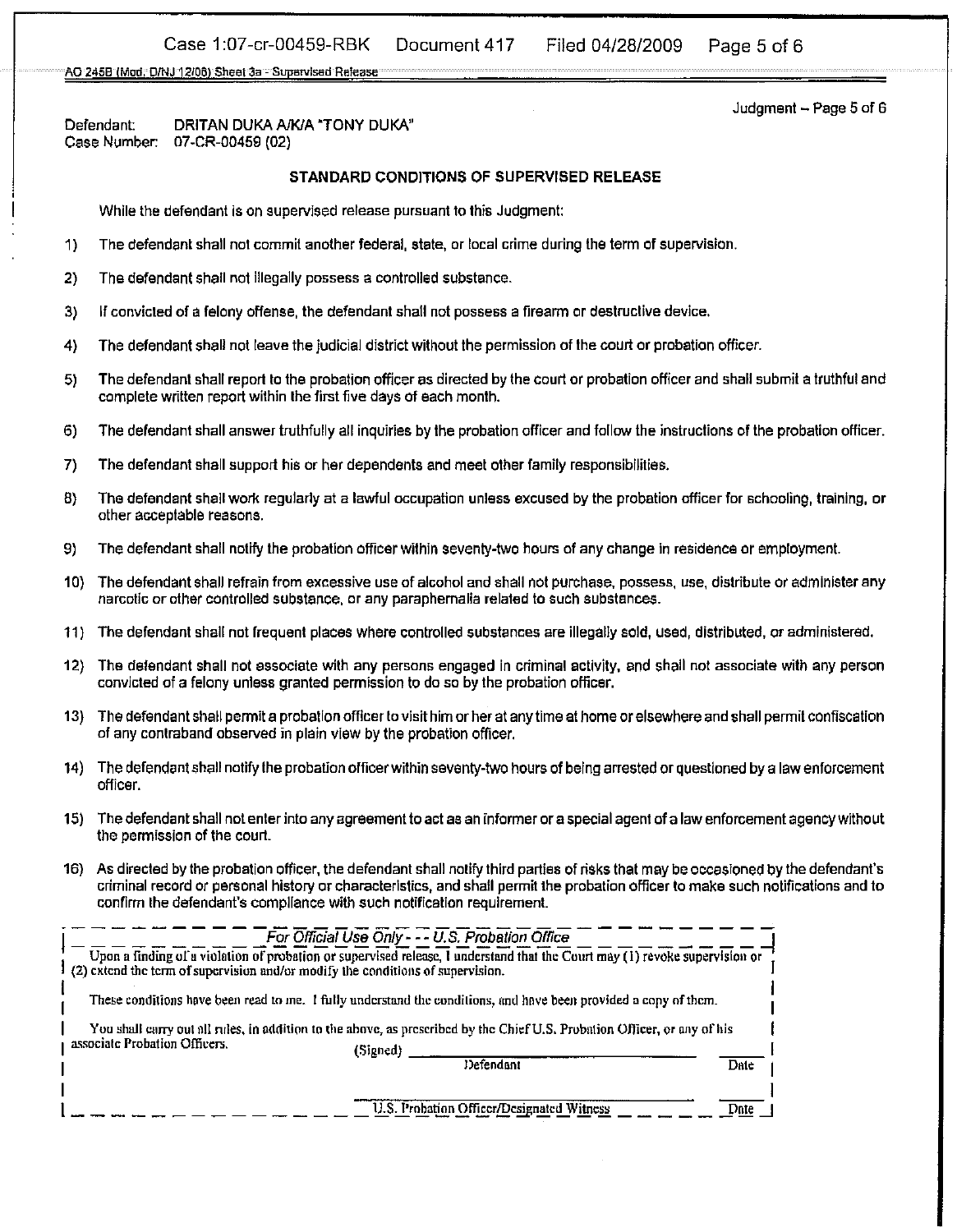Defendant: DRITAN DUKA A/K/A "TONY DUKA"
Case Number: 07-CR-00459 (02)

## STANDARD CONDITIONS OF SUPERVISED RELEASE

While the defendant is on supervised release pursuant to this Judgment:

1) The defendant shall not commit another federal, state, or local crime during the term of supervision.

2) The defendant shall not illegally possess a controlled substance.

3) If convicted of a felony offense, the defendant shall not possess a firearm or destructive device.

4) The defendant shall not leave the judicial district without the permission of the court or probation officer.

5) The defendant shall report to the probation officer as directed by the court or probation officer and shall submit a truthful and complete written report within the first five days of each month.

6) The defendant shall answer truthfully all inquiries by the probation officer and follow the instructions of the probation officer.

7) The defendant shall support his or her dependents and meet other family responsibilities.

8) The defendant shall work regularly at a lawful occupation unless excused by the probation officer for schooling, training, or other acceptable reasons.

9) The defendant shall notify the probation officer within seventy-two hours of any change in residence or employment.

10) The defendant shall refrain from excessive use of alcohol and shall not purchase, possess, use, distribute or administer any narcotic or other controlled substance, or any paraphernalia related to such substances.

11) The defendant shall not frequent places where controlled substances are illegally sold, used, distributed, or administered.

12) The defendant shall not associate with any persons engaged in criminal activity, and shall not associate with any person convicted of a felony unless granted permission to do so by the probation officer.

13) The defendant shall permit a probation officer to visit him or her at any time at home or elsewhere and shall permit confiscation of any contraband observed in plain view by the probation officer.

14) The defendant shall notify the probation officer within seventy-two hours of being arrested or questioned by a law enforcement officer.

15) The defendant shall not enter into any agreement to act as an informer or a special agent of a law enforcement agency without the permission of the court.

16) As directed by the probation officer, the defendant shall notify third parties of risks that may be occasioned by the defendant's criminal record or personal history or characteristics, and shall permit the probation officer to make such notifications and to confirm the defendant's compliance with such notification requirement.

---

*For Official Use Only - - - U.S. Probation Office*

Upon a finding of a violation of probation or supervised release, I understand that the Court may (1) revoke supervision or (2) extend the term of supervision and/or modify the conditions of supervision.

These conditions have been read to me. I fully understand the conditions, and have been provided a copy of them.

You shall carry out all rules, in addition to the above, as prescribed by the Chief U.S. Probation Officer, or any of his associate Probation Officers.

(Signed) \_\_\_\_\_\_\_\_\_\_\_\_\_\_\_\_\_\_\_\_\_\_\_\_\_\_\_\_ \_\_\_\_\_\_\_\_
Defendant — Date

\_\_\_\_\_\_\_\_\_\_\_\_\_\_\_\_\_\_\_\_\_\_\_\_\_\_\_\_ \_\_\_\_\_\_\_\_
U.S. Probation Officer/Designated Witness — Date

---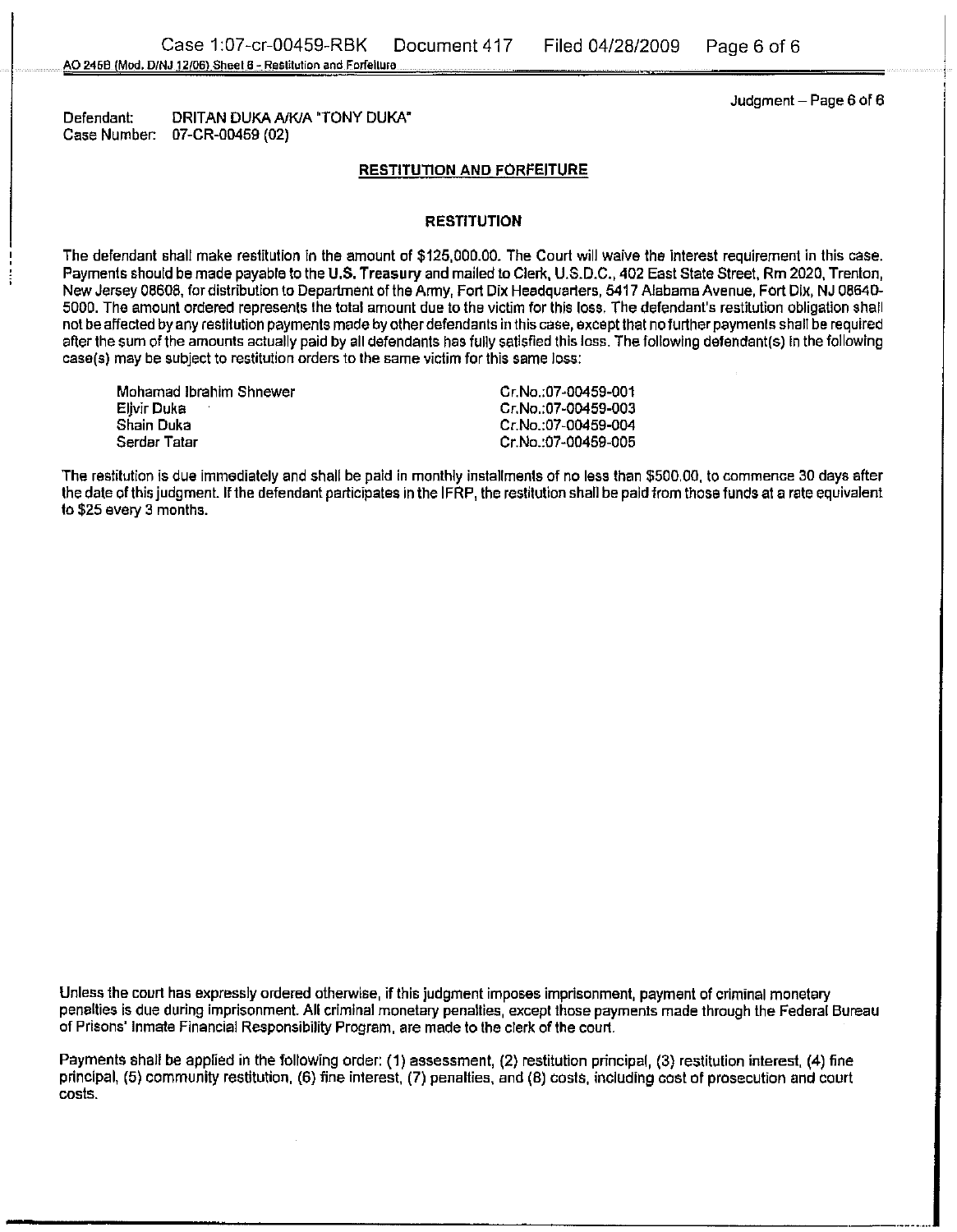Defendant: DRITAN DUKA A/K/A "TONY DUKA"
Case Number: 07-CR-00459 (02)

## RESTITUTION AND FORFEITURE

### RESTITUTION

The defendant shall make restitution in the amount of $125,000.00. The Court will waive the interest requirement in this case. Payments should be made payable to the **U.S. Treasury** and mailed to Clerk, U.S.D.C., 402 East State Street, Rm 2020, Trenton, New Jersey 08608, for distribution to Department of the Army, Fort Dix Headquarters, 5417 Alabama Avenue, Fort Dix, NJ 08640-5000. The amount ordered represents the total amount due to the victim for this loss. The defendant's restitution obligation shall not be affected by any restitution payments made by other defendants in this case, except that no further payments shall be required after the sum of the amounts actually paid by all defendants has fully satisfied this loss. The following defendant(s) in the following case(s) may be subject to restitution orders to the same victim for this same loss:

| | |
|---|---|
| Mohamad Ibrahim Shnewer | Cr.No.:07-00459-001 |
| Eljvir Duka | Cr.No.:07-00459-003 |
| Shain Duka | Cr.No.:07-00459-004 |
| Serdar Tatar | Cr.No.:07-00459-005 |

The restitution is due immediately and shall be paid in monthly installments of no less than $500.00, to commence 30 days after the date of this judgment. If the defendant participates in the IFRP, the restitution shall be paid from those funds at a rate equivalent to $25 every 3 months.

Unless the court has expressly ordered otherwise, if this judgment imposes imprisonment, payment of criminal monetary penalties is due during imprisonment. All criminal monetary penalties, except those payments made through the Federal Bureau of Prisons' Inmate Financial Responsibility Program, are made to the clerk of the court.

Payments shall be applied in the following order: (1) assessment, (2) restitution principal, (3) restitution interest, (4) fine principal, (5) community restitution, (6) fine interest, (7) penalties, and (8) costs, including cost of prosecution and court costs.